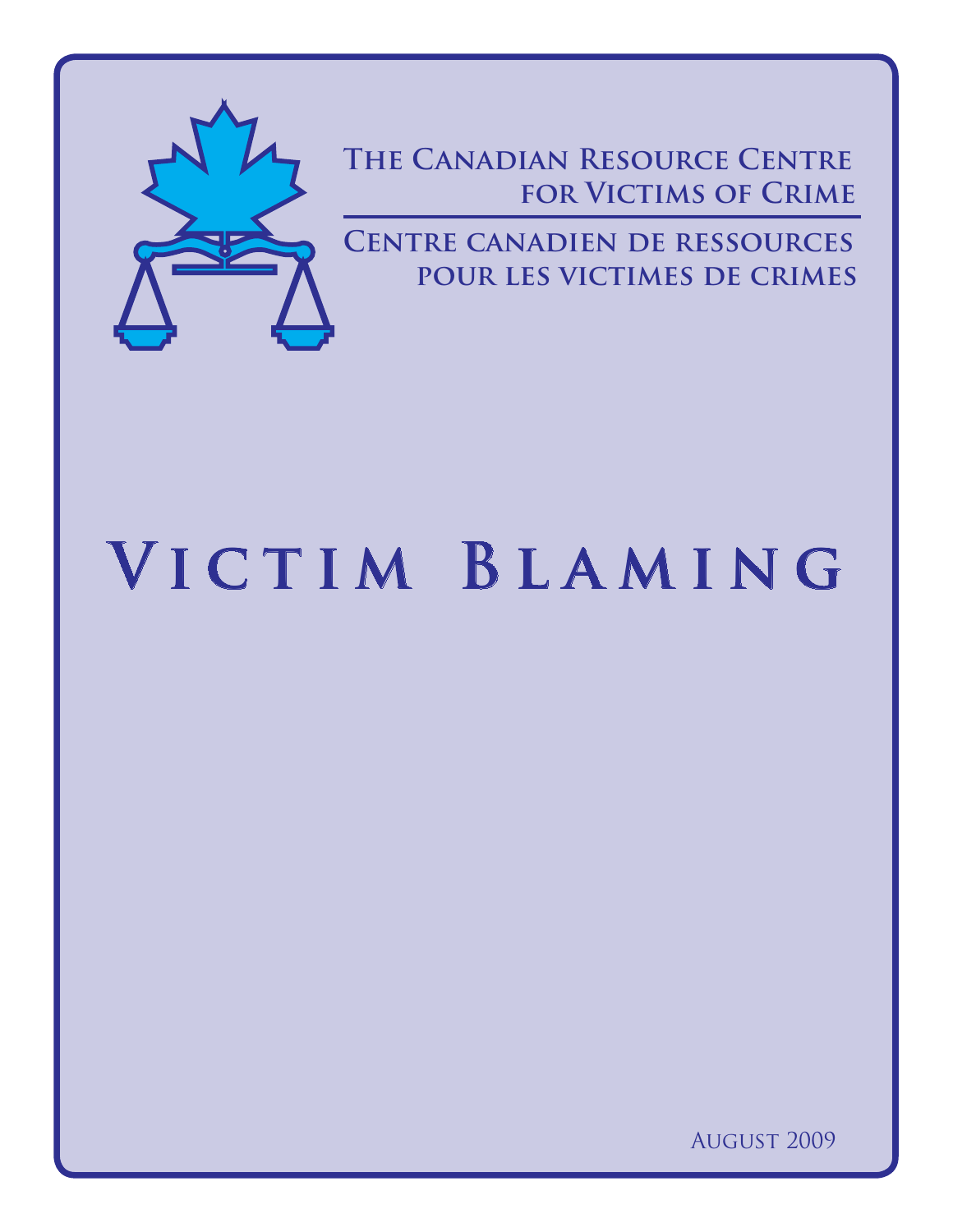**The Canadian Resource Centre for Victims of Crime**

**Centre canadien de ressources pour les victimes de crimes**

# Victim Blaming

August 2009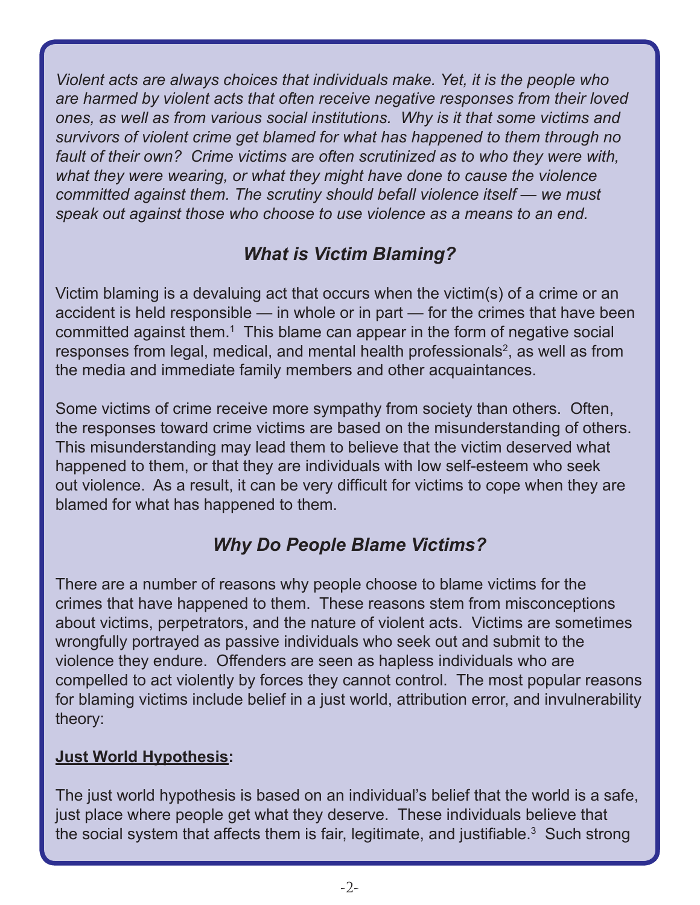*Violent acts are always choices that individuals make. Yet, it is the people who are harmed by violent acts that often receive negative responses from their loved ones, as well as from various social institutions. Why is it that some victims and survivors of violent crime get blamed for what has happened to them through no fault of their own? Crime victims are often scrutinized as to who they were with, what they were wearing, or what they might have done to cause the violence committed against them. The scrutiny should befall violence itself — we must speak out against those who choose to use violence as a means to an end.*

## *What is Victim Blaming?*

Victim blaming is a devaluing act that occurs when the victim(s) of a crime or an accident is held responsible — in whole or in part — for the crimes that have been committed against them.[1] This blame can appear in the form of negative social responses from legal, medical, and mental health professionals[2], as well as from the media and immediate family members and other acquaintances.

Some victims of crime receive more sympathy from society than others. Often, the responses toward crime victims are based on the misunderstanding of others. This misunderstanding may lead them to believe that the victim deserved what happened to them, or that they are individuals with low self-esteem who seek out violence. As a result, it can be very difficult for victims to cope when they are blamed for what has happened to them.

## *Why Do People Blame Victims?*

There are a number of reasons why people choose to blame victims for the crimes that have happened to them. These reasons stem from misconceptions about victims, perpetrators, and the nature of violent acts. Victims are sometimes wrongfully portrayed as passive individuals who seek out and submit to the violence they endure. Offenders are seen as hapless individuals who are compelled to act violently by forces they cannot control. The most popular reasons for blaming victims include belief in a just world, attribution error, and invulnerability theory:

**Just World Hypothesis:**

The just world hypothesis is based on an individual's belief that the world is a safe, just place where people get what they deserve. These individuals believe that the social system that affects them is fair, legitimate, and justifiable.[3] Such strong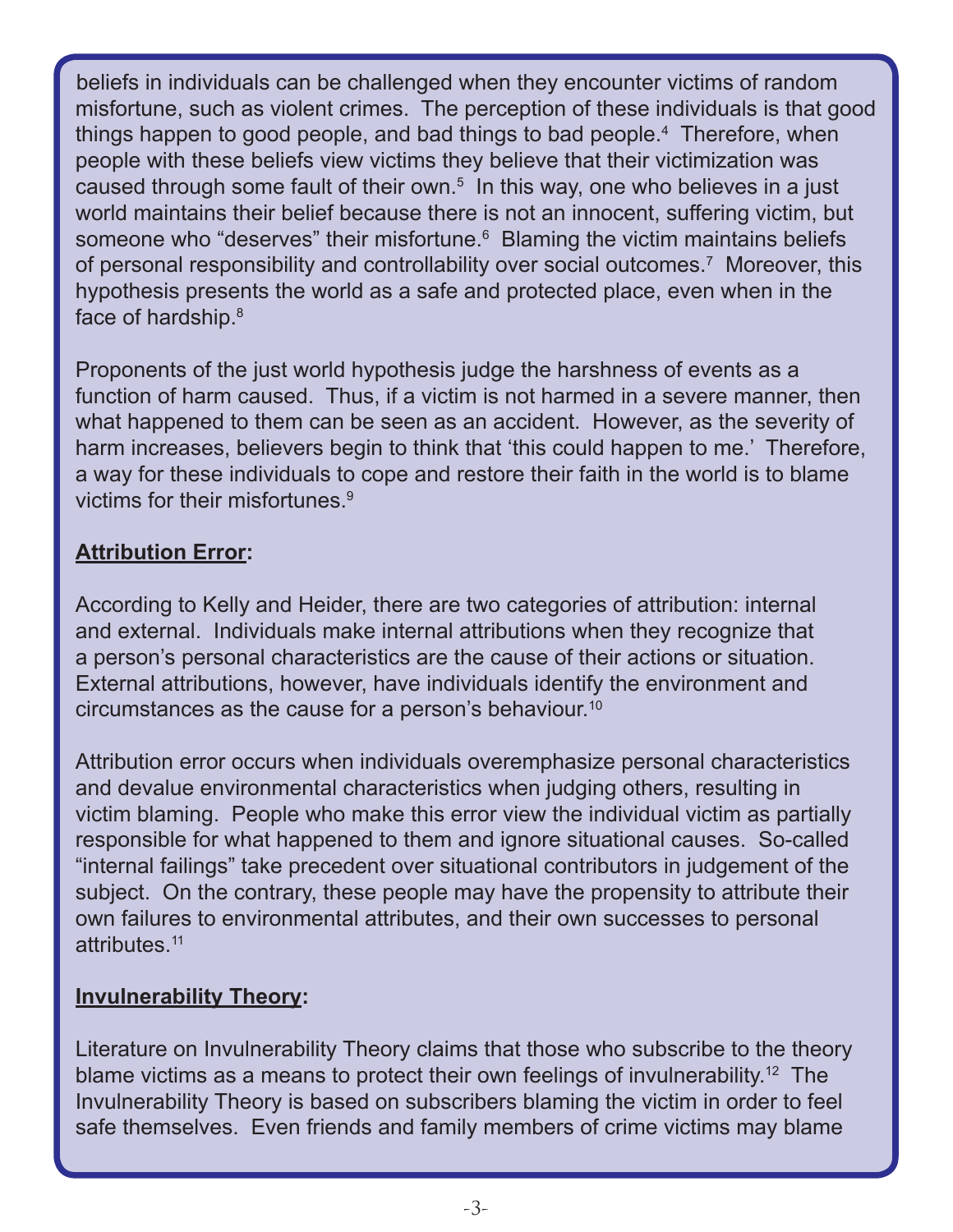beliefs in individuals can be challenged when they encounter victims of random misfortune, such as violent crimes. The perception of these individuals is that good things happen to good people, and bad things to bad people.[4] Therefore, when people with these beliefs view victims they believe that their victimization was caused through some fault of their own.[5] In this way, one who believes in a just world maintains their belief because there is not an innocent, suffering victim, but someone who "deserves" their misfortune.[6] Blaming the victim maintains beliefs of personal responsibility and controllability over social outcomes.[7] Moreover, this hypothesis presents the world as a safe and protected place, even when in the face of hardship.[8]

Proponents of the just world hypothesis judge the harshness of events as a function of harm caused. Thus, if a victim is not harmed in a severe manner, then what happened to them can be seen as an accident. However, as the severity of harm increases, believers begin to think that 'this could happen to me.' Therefore, a way for these individuals to cope and restore their faith in the world is to blame victims for their misfortunes.[9]

**Attribution Error:**

According to Kelly and Heider, there are two categories of attribution: internal and external. Individuals make internal attributions when they recognize that a person's personal characteristics are the cause of their actions or situation. External attributions, however, have individuals identify the environment and circumstances as the cause for a person's behaviour.[10]

Attribution error occurs when individuals overemphasize personal characteristics and devalue environmental characteristics when judging others, resulting in victim blaming. People who make this error view the individual victim as partially responsible for what happened to them and ignore situational causes. So-called "internal failings" take precedent over situational contributors in judgement of the subject. On the contrary, these people may have the propensity to attribute their own failures to environmental attributes, and their own successes to personal attributes.[11]

**Invulnerability Theory:**

Literature on Invulnerability Theory claims that those who subscribe to the theory blame victims as a means to protect their own feelings of invulnerability.[12] The Invulnerability Theory is based on subscribers blaming the victim in order to feel safe themselves. Even friends and family members of crime victims may blame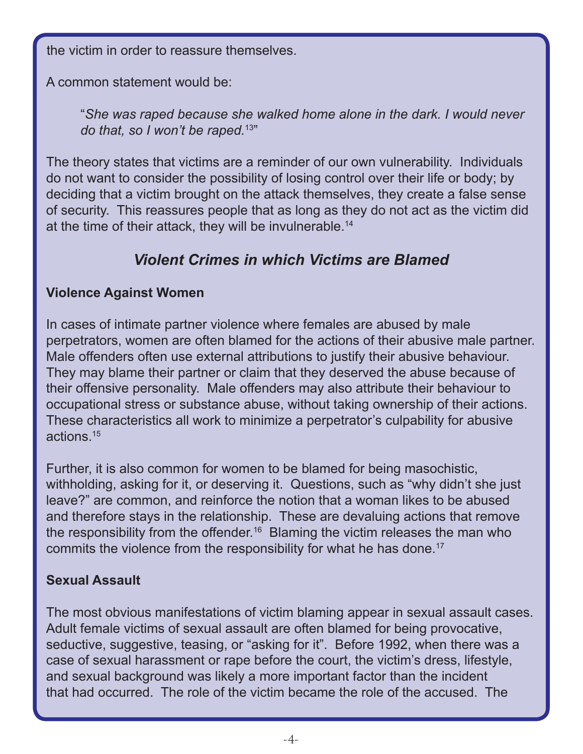the victim in order to reassure themselves.

A common statement would be:

> "*She was raped because she walked home alone in the dark. I would never do that, so I won't be raped.*[13]"

The theory states that victims are a reminder of our own vulnerability. Individuals do not want to consider the possibility of losing control over their life or body; by deciding that a victim brought on the attack themselves, they create a false sense of security. This reassures people that as long as they do not act as the victim did at the time of their attack, they will be invulnerable.[14]

## *Violent Crimes in which Victims are Blamed*

### Violence Against Women

In cases of intimate partner violence where females are abused by male perpetrators, women are often blamed for the actions of their abusive male partner. Male offenders often use external attributions to justify their abusive behaviour. They may blame their partner or claim that they deserved the abuse because of their offensive personality. Male offenders may also attribute their behaviour to occupational stress or substance abuse, without taking ownership of their actions. These characteristics all work to minimize a perpetrator's culpability for abusive actions.[15]

Further, it is also common for women to be blamed for being masochistic, withholding, asking for it, or deserving it. Questions, such as "why didn't she just leave?" are common, and reinforce the notion that a woman likes to be abused and therefore stays in the relationship. These are devaluing actions that remove the responsibility from the offender.[16] Blaming the victim releases the man who commits the violence from the responsibility for what he has done.[17]

### Sexual Assault

The most obvious manifestations of victim blaming appear in sexual assault cases. Adult female victims of sexual assault are often blamed for being provocative, seductive, suggestive, teasing, or "asking for it". Before 1992, when there was a case of sexual harassment or rape before the court, the victim's dress, lifestyle, and sexual background was likely a more important factor than the incident that had occurred. The role of the victim became the role of the accused. The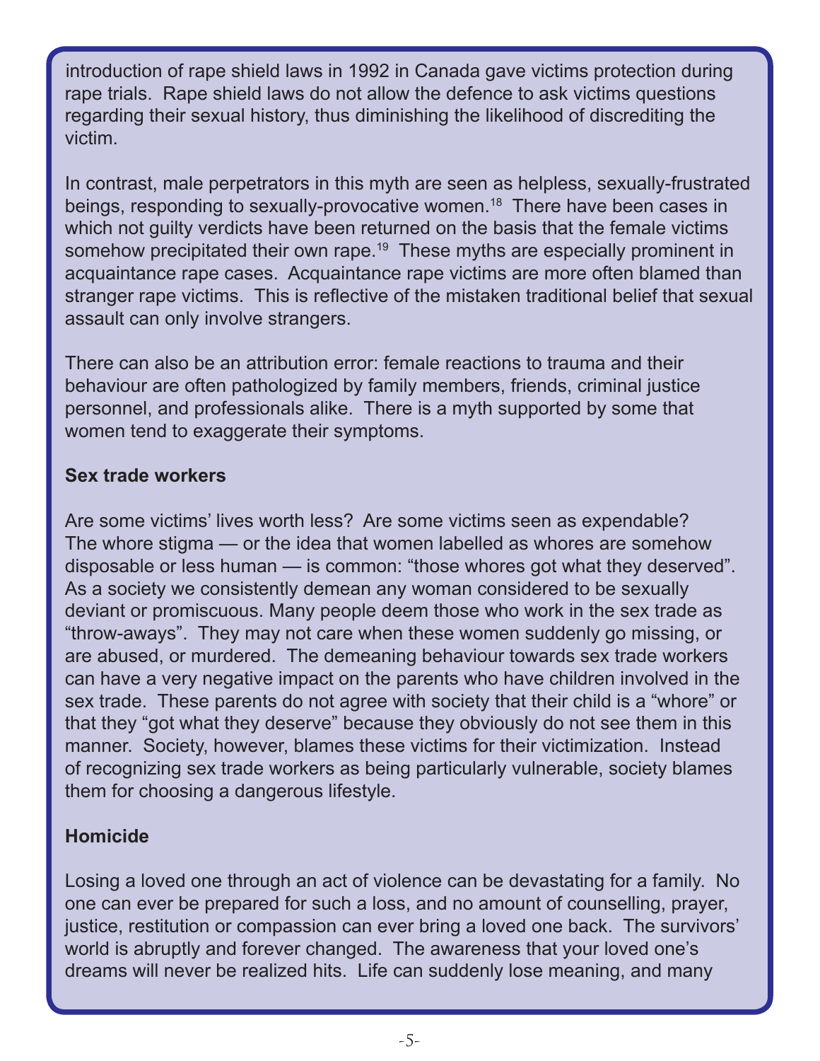introduction of rape shield laws in 1992 in Canada gave victims protection during rape trials. Rape shield laws do not allow the defence to ask victims questions regarding their sexual history, thus diminishing the likelihood of discrediting the victim.

In contrast, male perpetrators in this myth are seen as helpless, sexually-frustrated beings, responding to sexually-provocative women.[18] There have been cases in which not guilty verdicts have been returned on the basis that the female victims somehow precipitated their own rape.[19] These myths are especially prominent in acquaintance rape cases. Acquaintance rape victims are more often blamed than stranger rape victims. This is reflective of the mistaken traditional belief that sexual assault can only involve strangers.

There can also be an attribution error: female reactions to trauma and their behaviour are often pathologized by family members, friends, criminal justice personnel, and professionals alike. There is a myth supported by some that women tend to exaggerate their symptoms.

**Sex trade workers**

Are some victims' lives worth less? Are some victims seen as expendable? The whore stigma — or the idea that women labelled as whores are somehow disposable or less human — is common: "those whores got what they deserved". As a society we consistently demean any woman considered to be sexually deviant or promiscuous. Many people deem those who work in the sex trade as "throw-aways". They may not care when these women suddenly go missing, or are abused, or murdered. The demeaning behaviour towards sex trade workers can have a very negative impact on the parents who have children involved in the sex trade. These parents do not agree with society that their child is a "whore" or that they "got what they deserve" because they obviously do not see them in this manner. Society, however, blames these victims for their victimization. Instead of recognizing sex trade workers as being particularly vulnerable, society blames them for choosing a dangerous lifestyle.

**Homicide**

Losing a loved one through an act of violence can be devastating for a family. No one can ever be prepared for such a loss, and no amount of counselling, prayer, justice, restitution or compassion can ever bring a loved one back. The survivors' world is abruptly and forever changed. The awareness that your loved one's dreams will never be realized hits. Life can suddenly lose meaning, and many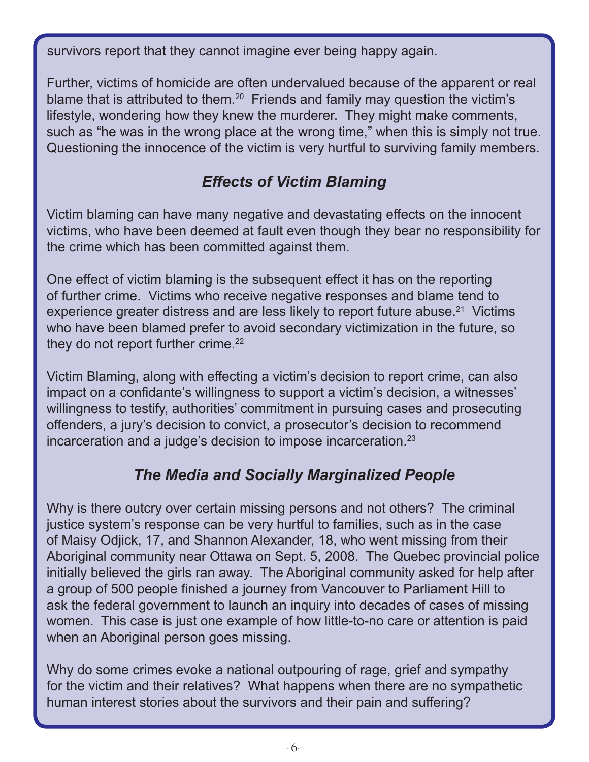survivors report that they cannot imagine ever being happy again.

Further, victims of homicide are often undervalued because of the apparent or real blame that is attributed to them.[20] Friends and family may question the victim's lifestyle, wondering how they knew the murderer. They might make comments, such as "he was in the wrong place at the wrong time," when this is simply not true. Questioning the innocence of the victim is very hurtful to surviving family members.

## *Effects of Victim Blaming*

Victim blaming can have many negative and devastating effects on the innocent victims, who have been deemed at fault even though they bear no responsibility for the crime which has been committed against them.

One effect of victim blaming is the subsequent effect it has on the reporting of further crime. Victims who receive negative responses and blame tend to experience greater distress and are less likely to report future abuse.[21] Victims who have been blamed prefer to avoid secondary victimization in the future, so they do not report further crime.[22]

Victim Blaming, along with effecting a victim's decision to report crime, can also impact on a confidante's willingness to support a victim's decision, a witnesses' willingness to testify, authorities' commitment in pursuing cases and prosecuting offenders, a jury's decision to convict, a prosecutor's decision to recommend incarceration and a judge's decision to impose incarceration.[23]

## *The Media and Socially Marginalized People*

Why is there outcry over certain missing persons and not others? The criminal justice system's response can be very hurtful to families, such as in the case of Maisy Odjick, 17, and Shannon Alexander, 18, who went missing from their Aboriginal community near Ottawa on Sept. 5, 2008. The Quebec provincial police initially believed the girls ran away. The Aboriginal community asked for help after a group of 500 people finished a journey from Vancouver to Parliament Hill to ask the federal government to launch an inquiry into decades of cases of missing women. This case is just one example of how little-to-no care or attention is paid when an Aboriginal person goes missing.

Why do some crimes evoke a national outpouring of rage, grief and sympathy for the victim and their relatives? What happens when there are no sympathetic human interest stories about the survivors and their pain and suffering?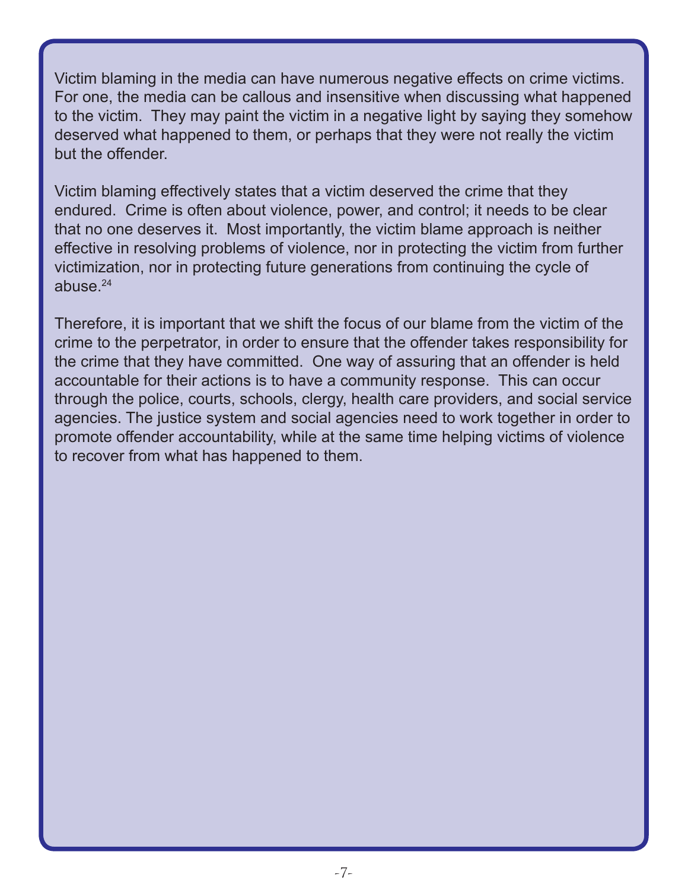Victim blaming in the media can have numerous negative effects on crime victims. For one, the media can be callous and insensitive when discussing what happened to the victim. They may paint the victim in a negative light by saying they somehow deserved what happened to them, or perhaps that they were not really the victim but the offender.

Victim blaming effectively states that a victim deserved the crime that they endured. Crime is often about violence, power, and control; it needs to be clear that no one deserves it. Most importantly, the victim blame approach is neither effective in resolving problems of violence, nor in protecting the victim from further victimization, nor in protecting future generations from continuing the cycle of abuse.[24]

Therefore, it is important that we shift the focus of our blame from the victim of the crime to the perpetrator, in order to ensure that the offender takes responsibility for the crime that they have committed. One way of assuring that an offender is held accountable for their actions is to have a community response. This can occur through the police, courts, schools, clergy, health care providers, and social service agencies. The justice system and social agencies need to work together in order to promote offender accountability, while at the same time helping victims of violence to recover from what has happened to them.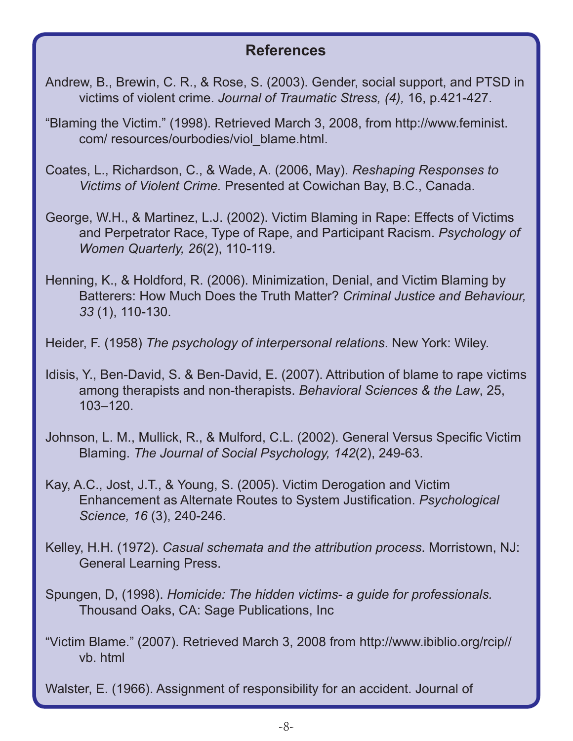## References

Andrew, B., Brewin, C. R., & Rose, S. (2003). Gender, social support, and PTSD in victims of violent crime. *Journal of Traumatic Stress, (4),* 16, p.421-427.

"Blaming the Victim." (1998). Retrieved March 3, 2008, from http://www.feminist.com/ resources/ourbodies/viol_blame.html.

Coates, L., Richardson, C., & Wade, A. (2006, May). *Reshaping Responses to Victims of Violent Crime.* Presented at Cowichan Bay, B.C., Canada.

George, W.H., & Martinez, L.J. (2002). Victim Blaming in Rape: Effects of Victims and Perpetrator Race, Type of Rape, and Participant Racism. *Psychology of Women Quarterly, 26*(2), 110-119.

Henning, K., & Holdford, R. (2006). Minimization, Denial, and Victim Blaming by Batterers: How Much Does the Truth Matter? *Criminal Justice and Behaviour, 33* (1), 110-130.

Heider, F. (1958) *The psychology of interpersonal relations*. New York: Wiley.

Idisis, Y., Ben-David, S. & Ben-David, E. (2007). Attribution of blame to rape victims among therapists and non-therapists. *Behavioral Sciences & the Law*, 25, 103–120.

Johnson, L. M., Mullick, R., & Mulford, C.L. (2002). General Versus Specific Victim Blaming. *The Journal of Social Psychology, 142*(2), 249-63.

Kay, A.C., Jost, J.T., & Young, S. (2005). Victim Derogation and Victim Enhancement as Alternate Routes to System Justification. *Psychological Science, 16* (3), 240-246.

Kelley, H.H. (1972). *Casual schemata and the attribution process*. Morristown, NJ: General Learning Press.

Spungen, D, (1998). *Homicide: The hidden victims- a guide for professionals.* Thousand Oaks, CA: Sage Publications, Inc

"Victim Blame." (2007). Retrieved March 3, 2008 from http://www.ibiblio.org/rcip// vb. html

Walster, E. (1966). Assignment of responsibility for an accident. Journal of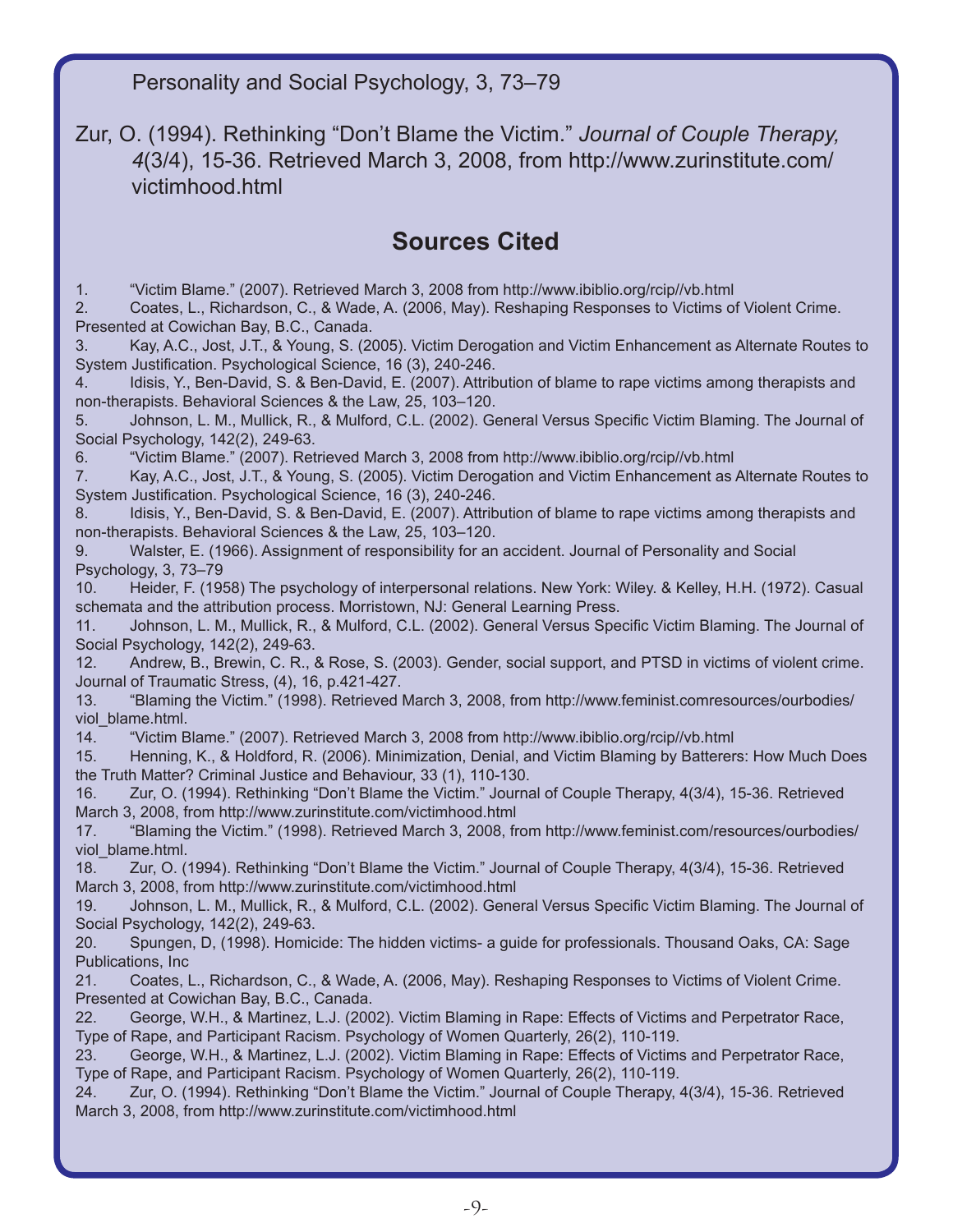Personality and Social Psychology, 3, 73–79

Zur, O. (1994). Rethinking "Don't Blame the Victim." *Journal of Couple Therapy, 4*(3/4), 15-36. Retrieved March 3, 2008, from http://www.zurinstitute.com/victimhood.html

## Sources Cited

1. "Victim Blame." (2007). Retrieved March 3, 2008 from http://www.ibiblio.org/rcip//vb.html
2. Coates, L., Richardson, C., & Wade, A. (2006, May). Reshaping Responses to Victims of Violent Crime. Presented at Cowichan Bay, B.C., Canada.
3. Kay, A.C., Jost, J.T., & Young, S. (2005). Victim Derogation and Victim Enhancement as Alternate Routes to System Justification. Psychological Science, 16 (3), 240-246.
4. Idisis, Y., Ben-David, S. & Ben-David, E. (2007). Attribution of blame to rape victims among therapists and non-therapists. Behavioral Sciences & the Law, 25, 103–120.
5. Johnson, L. M., Mullick, R., & Mulford, C.L. (2002). General Versus Specific Victim Blaming. The Journal of Social Psychology, 142(2), 249-63.
6. "Victim Blame." (2007). Retrieved March 3, 2008 from http://www.ibiblio.org/rcip//vb.html
7. Kay, A.C., Jost, J.T., & Young, S. (2005). Victim Derogation and Victim Enhancement as Alternate Routes to System Justification. Psychological Science, 16 (3), 240-246.
8. Idisis, Y., Ben-David, S. & Ben-David, E. (2007). Attribution of blame to rape victims among therapists and non-therapists. Behavioral Sciences & the Law, 25, 103–120.
9. Walster, E. (1966). Assignment of responsibility for an accident. Journal of Personality and Social Psychology, 3, 73–79
10. Heider, F. (1958) The psychology of interpersonal relations. New York: Wiley. & Kelley, H.H. (1972). Casual schemata and the attribution process. Morristown, NJ: General Learning Press.
11. Johnson, L. M., Mullick, R., & Mulford, C.L. (2002). General Versus Specific Victim Blaming. The Journal of Social Psychology, 142(2), 249-63.
12. Andrew, B., Brewin, C. R., & Rose, S. (2003). Gender, social support, and PTSD in victims of violent crime. Journal of Traumatic Stress, (4), 16, p.421-427.
13. "Blaming the Victim." (1998). Retrieved March 3, 2008, from http://www.feminist.comresources/ourbodies/viol_blame.html.
14. "Victim Blame." (2007). Retrieved March 3, 2008 from http://www.ibiblio.org/rcip//vb.html
15. Henning, K., & Holdford, R. (2006). Minimization, Denial, and Victim Blaming by Batterers: How Much Does the Truth Matter? Criminal Justice and Behaviour, 33 (1), 110-130.
16. Zur, O. (1994). Rethinking "Don't Blame the Victim." Journal of Couple Therapy, 4(3/4), 15-36. Retrieved March 3, 2008, from http://www.zurinstitute.com/victimhood.html
17. "Blaming the Victim." (1998). Retrieved March 3, 2008, from http://www.feminist.com/resources/ourbodies/viol_blame.html.
18. Zur, O. (1994). Rethinking "Don't Blame the Victim." Journal of Couple Therapy, 4(3/4), 15-36. Retrieved March 3, 2008, from http://www.zurinstitute.com/victimhood.html
19. Johnson, L. M., Mullick, R., & Mulford, C.L. (2002). General Versus Specific Victim Blaming. The Journal of Social Psychology, 142(2), 249-63.
20. Spungen, D, (1998). Homicide: The hidden victims- a guide for professionals. Thousand Oaks, CA: Sage Publications, Inc
21. Coates, L., Richardson, C., & Wade, A. (2006, May). Reshaping Responses to Victims of Violent Crime. Presented at Cowichan Bay, B.C., Canada.
22. George, W.H., & Martinez, L.J. (2002). Victim Blaming in Rape: Effects of Victims and Perpetrator Race, Type of Rape, and Participant Racism. Psychology of Women Quarterly, 26(2), 110-119.
23. George, W.H., & Martinez, L.J. (2002). Victim Blaming in Rape: Effects of Victims and Perpetrator Race, Type of Rape, and Participant Racism. Psychology of Women Quarterly, 26(2), 110-119.
24. Zur, O. (1994). Rethinking "Don't Blame the Victim." Journal of Couple Therapy, 4(3/4), 15-36. Retrieved March 3, 2008, from http://www.zurinstitute.com/victimhood.html